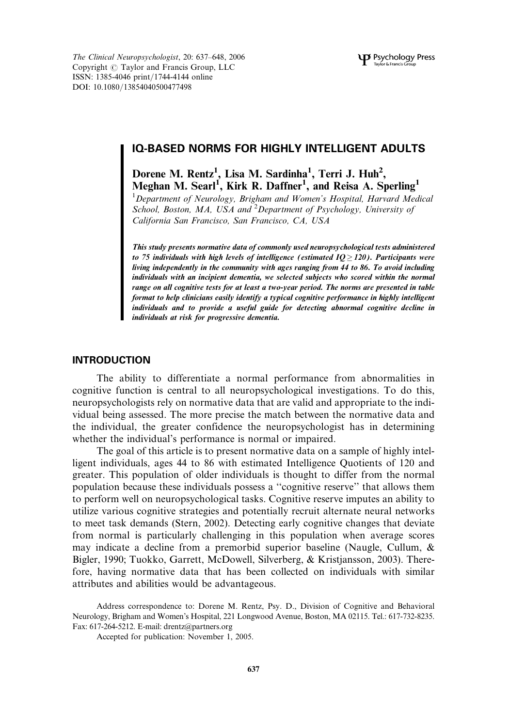# IQ-BASED NORMS FOR HIGHLY INTELLIGENT ADULTS

**Dorene M. Rentz[1], Lisa M. Sardinha[1], Terri J. Huh[2], Meghan M. Searl[1], Kirk R. Daffner[1], and Reisa A. Sperling[1]**

[1]*Department of Neurology, Brigham and Women's Hospital, Harvard Medical School, Boston, MA, USA and* [2]*Department of Psychology, University of California San Francisco, San Francisco, CA, USA*

***This study presents normative data of commonly used neuropsychological tests administered to 75 individuals with high levels of intelligence (estimated IQ ≥ 120). Participants were living independently in the community with ages ranging from 44 to 86. To avoid including individuals with an incipient dementia, we selected subjects who scored within the normal range on all cognitive tests for at least a two-year period. The norms are presented in table format to help clinicians easily identify a typical cognitive performance in highly intelligent individuals and to provide a useful guide for detecting abnormal cognitive decline in individuals at risk for progressive dementia.***

## INTRODUCTION

The ability to differentiate a normal performance from abnormalities in cognitive function is central to all neuropsychological investigations. To do this, neuropsychologists rely on normative data that are valid and appropriate to the individual being assessed. The more precise the match between the normative data and the individual, the greater confidence the neuropsychologist has in determining whether the individual's performance is normal or impaired.

The goal of this article is to present normative data on a sample of highly intelligent individuals, ages 44 to 86 with estimated Intelligence Quotients of 120 and greater. This population of older individuals is thought to differ from the normal population because these individuals possess a "cognitive reserve" that allows them to perform well on neuropsychological tasks. Cognitive reserve imputes an ability to utilize various cognitive strategies and potentially recruit alternate neural networks to meet task demands (Stern, 2002). Detecting early cognitive changes that deviate from normal is particularly challenging in this population when average scores may indicate a decline from a premorbid superior baseline (Naugle, Cullum, & Bigler, 1990; Tuokko, Garrett, McDowell, Silverberg, & Kristjansson, 2003). Therefore, having normative data that has been collected on individuals with similar attributes and abilities would be advantageous.

Address correspondence to: Dorene M. Rentz, Psy. D., Division of Cognitive and Behavioral Neurology, Brigham and Women's Hospital, 221 Longwood Avenue, Boston, MA 02115. Tel.: 617-732-8235. Fax: 617-264-5212. E-mail: drentz@partners.org

Accepted for publication: November 1, 2005.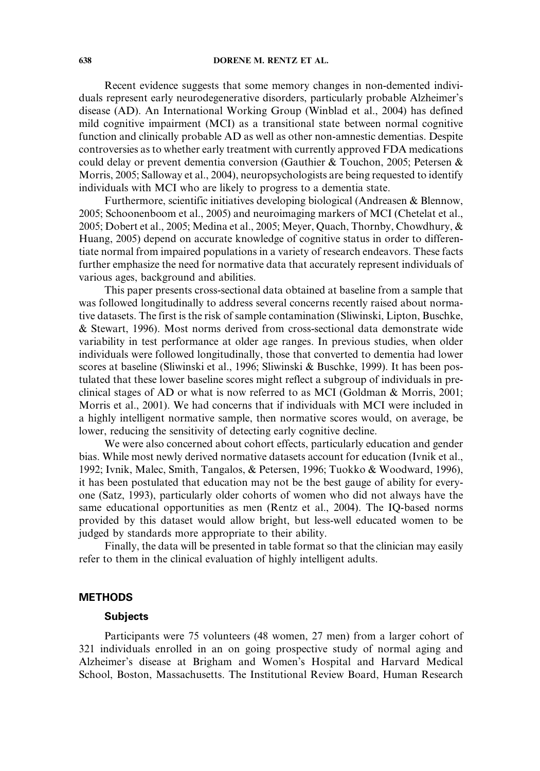Recent evidence suggests that some memory changes in non-demented individuals represent early neurodegenerative disorders, particularly probable Alzheimer's disease (AD). An International Working Group (Winblad et al., 2004) has defined mild cognitive impairment (MCI) as a transitional state between normal cognitive function and clinically probable AD as well as other non-amnestic dementias. Despite controversies as to whether early treatment with currently approved FDA medications could delay or prevent dementia conversion (Gauthier & Touchon, 2005; Petersen & Morris, 2005; Salloway et al., 2004), neuropsychologists are being requested to identify individuals with MCI who are likely to progress to a dementia state.

Furthermore, scientific initiatives developing biological (Andreasen & Blennow, 2005; Schoonenboom et al., 2005) and neuroimaging markers of MCI (Chetelat et al., 2005; Dobert et al., 2005; Medina et al., 2005; Meyer, Quach, Thornby, Chowdhury, & Huang, 2005) depend on accurate knowledge of cognitive status in order to differentiate normal from impaired populations in a variety of research endeavors. These facts further emphasize the need for normative data that accurately represent individuals of various ages, background and abilities.

This paper presents cross-sectional data obtained at baseline from a sample that was followed longitudinally to address several concerns recently raised about normative datasets. The first is the risk of sample contamination (Sliwinski, Lipton, Buschke, & Stewart, 1996). Most norms derived from cross-sectional data demonstrate wide variability in test performance at older age ranges. In previous studies, when older individuals were followed longitudinally, those that converted to dementia had lower scores at baseline (Sliwinski et al., 1996; Sliwinski & Buschke, 1999). It has been postulated that these lower baseline scores might reflect a subgroup of individuals in preclinical stages of AD or what is now referred to as MCI (Goldman & Morris, 2001; Morris et al., 2001). We had concerns that if individuals with MCI were included in a highly intelligent normative sample, then normative scores would, on average, be lower, reducing the sensitivity of detecting early cognitive decline.

We were also concerned about cohort effects, particularly education and gender bias. While most newly derived normative datasets account for education (Ivnik et al., 1992; Ivnik, Malec, Smith, Tangalos, & Petersen, 1996; Tuokko & Woodward, 1996), it has been postulated that education may not be the best gauge of ability for everyone (Satz, 1993), particularly older cohorts of women who did not always have the same educational opportunities as men (Rentz et al., 2004). The IQ-based norms provided by this dataset would allow bright, but less-well educated women to be judged by standards more appropriate to their ability.

Finally, the data will be presented in table format so that the clinician may easily refer to them in the clinical evaluation of highly intelligent adults.

## METHODS

### Subjects

Participants were 75 volunteers (48 women, 27 men) from a larger cohort of 321 individuals enrolled in an on going prospective study of normal aging and Alzheimer's disease at Brigham and Women's Hospital and Harvard Medical School, Boston, Massachusetts. The Institutional Review Board, Human Research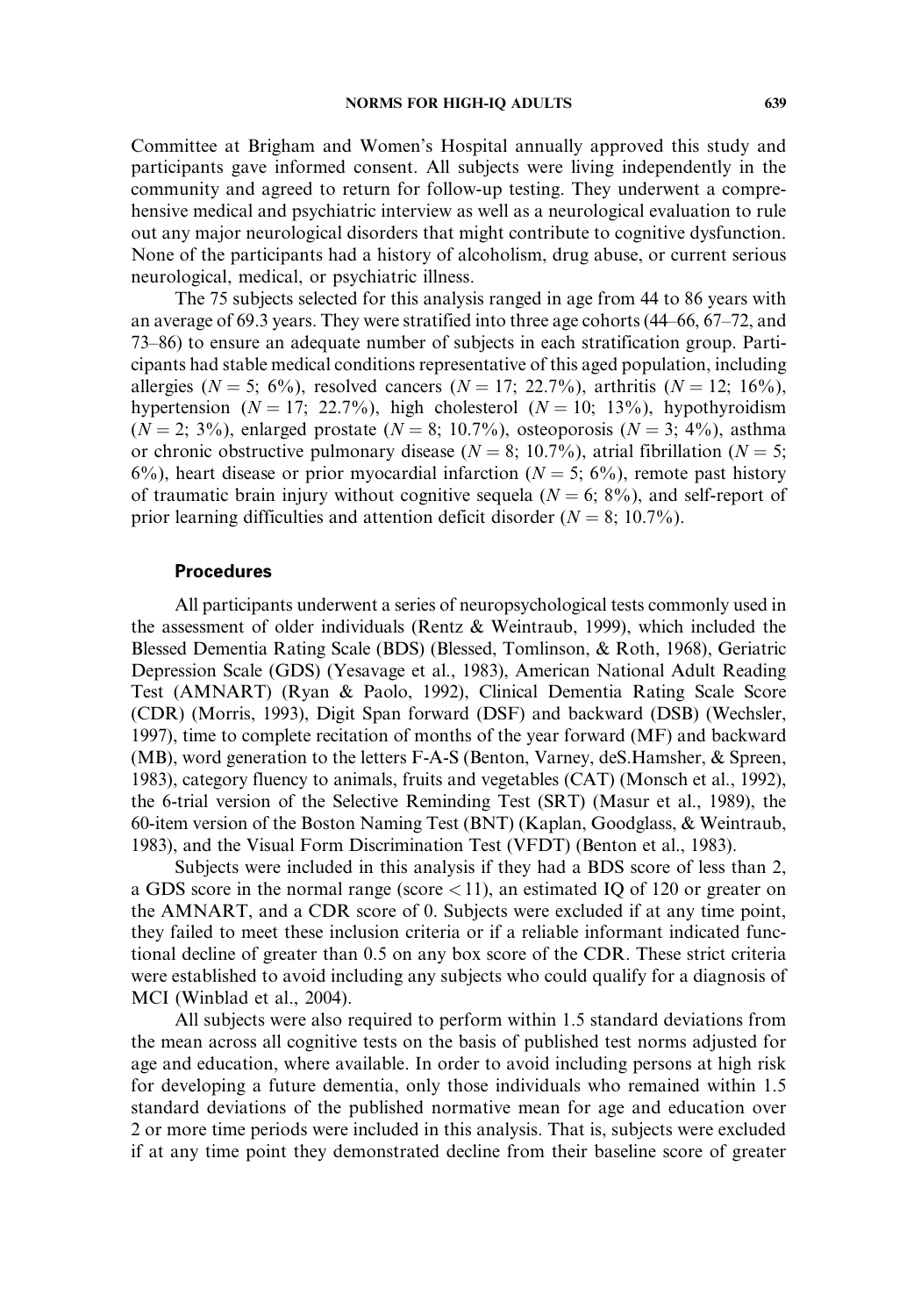Committee at Brigham and Women's Hospital annually approved this study and participants gave informed consent. All subjects were living independently in the community and agreed to return for follow-up testing. They underwent a comprehensive medical and psychiatric interview as well as a neurological evaluation to rule out any major neurological disorders that might contribute to cognitive dysfunction. None of the participants had a history of alcoholism, drug abuse, or current serious neurological, medical, or psychiatric illness.

The 75 subjects selected for this analysis ranged in age from 44 to 86 years with an average of 69.3 years. They were stratified into three age cohorts (44–66, 67–72, and 73–86) to ensure an adequate number of subjects in each stratification group. Participants had stable medical conditions representative of this aged population, including allergies ($N = 5$; 6%), resolved cancers ($N = 17$; 22.7%), arthritis ($N = 12$; 16%), hypertension ($N = 17$; 22.7%), high cholesterol ($N = 10$; 13%), hypothyroidism ($N = 2$; 3%), enlarged prostate ($N = 8$; 10.7%), osteoporosis ($N = 3$; 4%), asthma or chronic obstructive pulmonary disease ($N = 8$; 10.7%), atrial fibrillation ($N = 5$; 6%), heart disease or prior myocardial infarction ($N = 5$; 6%), remote past history of traumatic brain injury without cognitive sequela ($N = 6$; 8%), and self-report of prior learning difficulties and attention deficit disorder ($N = 8$; 10.7%).

### Procedures

All participants underwent a series of neuropsychological tests commonly used in the assessment of older individuals (Rentz & Weintraub, 1999), which included the Blessed Dementia Rating Scale (BDS) (Blessed, Tomlinson, & Roth, 1968), Geriatric Depression Scale (GDS) (Yesavage et al., 1983), American National Adult Reading Test (AMNART) (Ryan & Paolo, 1992), Clinical Dementia Rating Scale Score (CDR) (Morris, 1993), Digit Span forward (DSF) and backward (DSB) (Wechsler, 1997), time to complete recitation of months of the year forward (MF) and backward (MB), word generation to the letters F-A-S (Benton, Varney, deS.Hamsher, & Spreen, 1983), category fluency to animals, fruits and vegetables (CAT) (Monsch et al., 1992), the 6-trial version of the Selective Reminding Test (SRT) (Masur et al., 1989), the 60-item version of the Boston Naming Test (BNT) (Kaplan, Goodglass, & Weintraub, 1983), and the Visual Form Discrimination Test (VFDT) (Benton et al., 1983).

Subjects were included in this analysis if they had a BDS score of less than 2, a GDS score in the normal range (score $< 11$), an estimated IQ of 120 or greater on the AMNART, and a CDR score of 0. Subjects were excluded if at any time point, they failed to meet these inclusion criteria or if a reliable informant indicated functional decline of greater than 0.5 on any box score of the CDR. These strict criteria were established to avoid including any subjects who could qualify for a diagnosis of MCI (Winblad et al., 2004).

All subjects were also required to perform within 1.5 standard deviations from the mean across all cognitive tests on the basis of published test norms adjusted for age and education, where available. In order to avoid including persons at high risk for developing a future dementia, only those individuals who remained within 1.5 standard deviations of the published normative mean for age and education over 2 or more time periods were included in this analysis. That is, subjects were excluded if at any time point they demonstrated decline from their baseline score of greater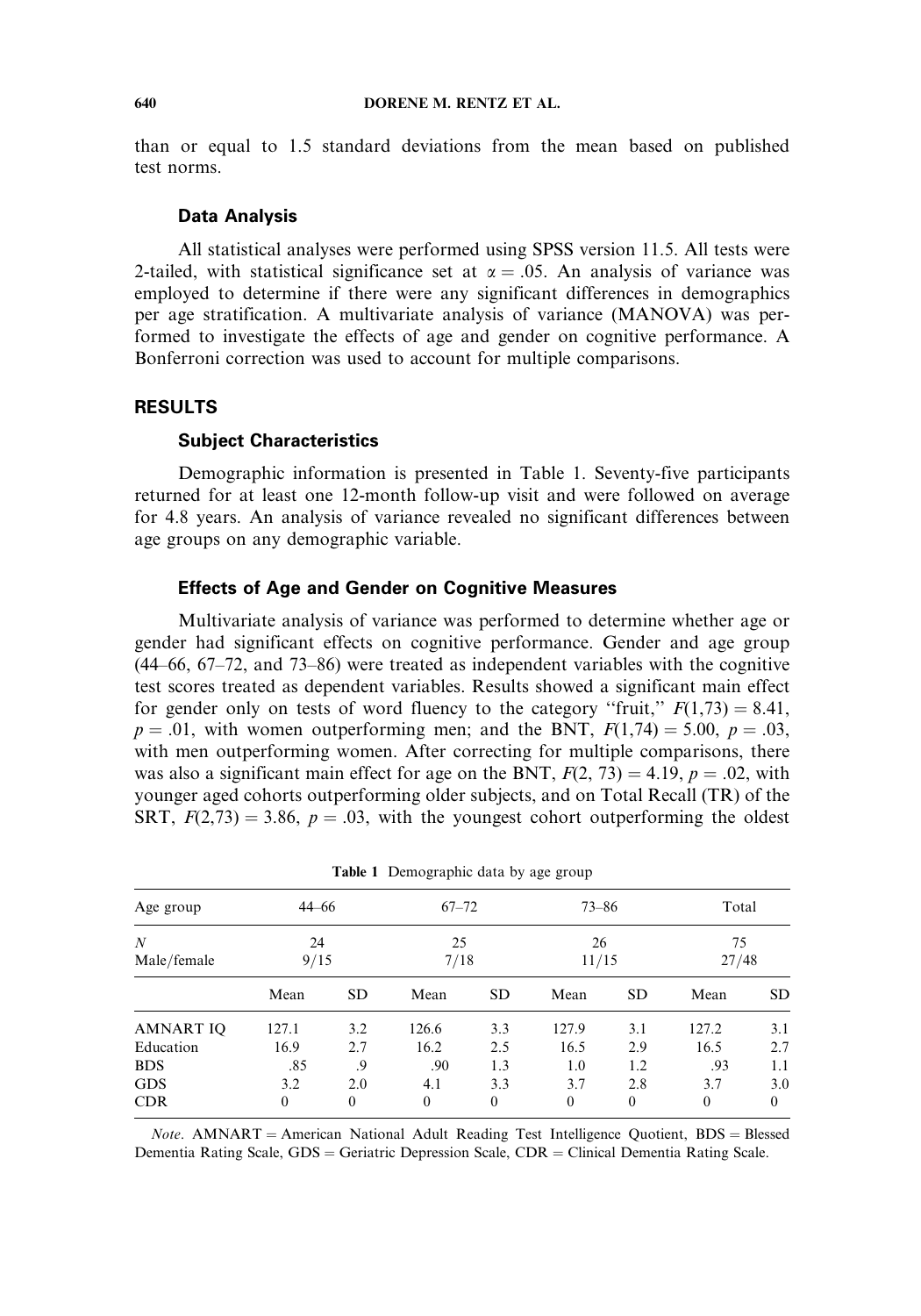than or equal to 1.5 standard deviations from the mean based on published test norms.

### Data Analysis

All statistical analyses were performed using SPSS version 11.5. All tests were 2-tailed, with statistical significance set at $\alpha = .05$. An analysis of variance was employed to determine if there were any significant differences in demographics per age stratification. A multivariate analysis of variance (MANOVA) was performed to investigate the effects of age and gender on cognitive performance. A Bonferroni correction was used to account for multiple comparisons.

## RESULTS

### Subject Characteristics

Demographic information is presented in Table 1. Seventy-five participants returned for at least one 12-month follow-up visit and were followed on average for 4.8 years. An analysis of variance revealed no significant differences between age groups on any demographic variable.

### Effects of Age and Gender on Cognitive Measures

Multivariate analysis of variance was performed to determine whether age or gender had significant effects on cognitive performance. Gender and age group (44–66, 67–72, and 73–86) were treated as independent variables with the cognitive test scores treated as dependent variables. Results showed a significant main effect for gender only on tests of word fluency to the category "fruit," $F(1,73) = 8.41$, $p = .01$, with women outperforming men; and the BNT, $F(1,74) = 5.00$, $p = .03$, with men outperforming women. After correcting for multiple comparisons, there was also a significant main effect for age on the BNT, $F(2, 73) = 4.19$, $p = .02$, with younger aged cohorts outperforming older subjects, and on Total Recall (TR) of the SRT, $F(2,73) = 3.86$, $p = .03$, with the youngest cohort outperforming the oldest

**Table 1** Demographic data by age group

| Age group | 44–66 | | 67–72 | | 73–86 | | Total | |
|---|---|---|---|---|---|---|---|---|
| *N* | 24 | | 25 | | 26 | | 75 | |
| Male/female | 9/15 | | 7/18 | | 11/15 | | 27/48 | |
| | Mean | SD | Mean | SD | Mean | SD | Mean | SD |
| AMNART IQ | 127.1 | 3.2 | 126.6 | 3.3 | 127.9 | 3.1 | 127.2 | 3.1 |
| Education | 16.9 | 2.7 | 16.2 | 2.5 | 16.5 | 2.9 | 16.5 | 2.7 |
| BDS | .85 | .9 | .90 | 1.3 | 1.0 | 1.2 | .93 | 1.1 |
| GDS | 3.2 | 2.0 | 4.1 | 3.3 | 3.7 | 2.8 | 3.7 | 3.0 |
| CDR | 0 | 0 | 0 | 0 | 0 | 0 | 0 | 0 |

*Note*. AMNART = American National Adult Reading Test Intelligence Quotient, BDS = Blessed Dementia Rating Scale, GDS = Geriatric Depression Scale, CDR = Clinical Dementia Rating Scale.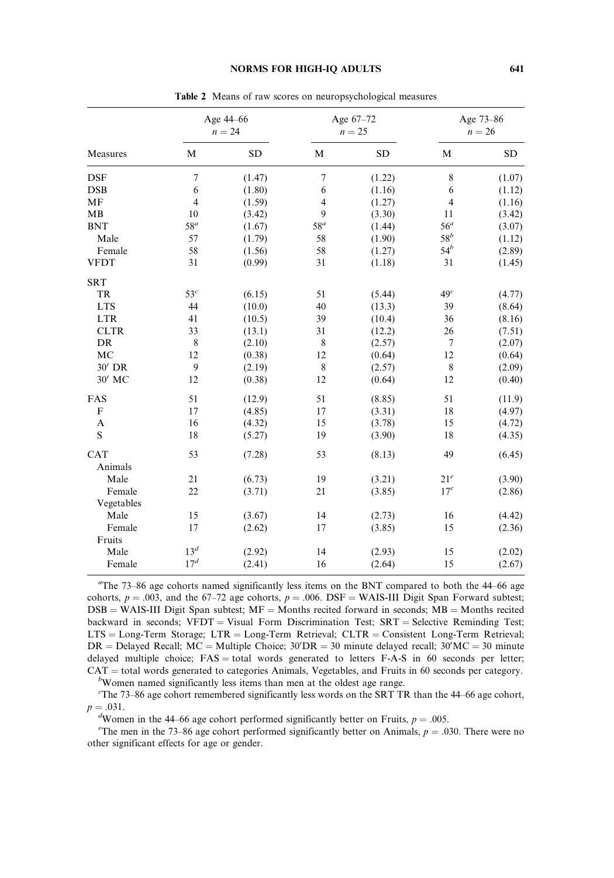**Table 2** Means of raw scores on neuropsychological measures

| Measures | Age 44–66 $n = 24$ | | Age 67–72 $n = 25$ | | Age 73–86 $n = 26$ | |
|---|---|---|---|---|---|---|
| | M | SD | M | SD | M | SD |
| DSF | 7 | (1.47) | 7 | (1.22) | 8 | (1.07) |
| DSB | 6 | (1.80) | 6 | (1.16) | 6 | (1.12) |
| MF | 4 | (1.59) | 4 | (1.27) | 4 | (1.16) |
| MB | 10 | (3.42) | 9 | (3.30) | 11 | (3.42) |
| BNT | 58[a] | (1.67) | 58[a] | (1.44) | 56[a] | (3.07) |
| Male | 57 | (1.79) | 58 | (1.90) | 58[b] | (1.12) |
| Female | 58 | (1.56) | 58 | (1.27) | 54[b] | (2.89) |
| VFDT | 31 | (0.99) | 31 | (1.18) | 31 | (1.45) |
| SRT | | | | | | |
| TR | 53[c] | (6.15) | 51 | (5.44) | 49[c] | (4.77) |
| LTS | 44 | (10.0) | 40 | (13.3) | 39 | (8.64) |
| LTR | 41 | (10.5) | 39 | (10.4) | 36 | (8.16) |
| CLTR | 33 | (13.1) | 31 | (12.2) | 26 | (7.51) |
| DR | 8 | (2.10) | 8 | (2.57) | 7 | (2.07) |
| MC | 12 | (0.38) | 12 | (0.64) | 12 | (0.64) |
| 30′ DR | 9 | (2.19) | 8 | (2.57) | 8 | (2.09) |
| 30′ MC | 12 | (0.38) | 12 | (0.64) | 12 | (0.40) |
| FAS | 51 | (12.9) | 51 | (8.85) | 51 | (11.9) |
| F | 17 | (4.85) | 17 | (3.31) | 18 | (4.97) |
| A | 16 | (4.32) | 15 | (3.78) | 15 | (4.72) |
| S | 18 | (5.27) | 19 | (3.90) | 18 | (4.35) |
| CAT | 53 | (7.28) | 53 | (8.13) | 49 | (6.45) |
| Animals | | | | | | |
| Male | 21 | (6.73) | 19 | (3.21) | 21[e] | (3.90) |
| Female | 22 | (3.71) | 21 | (3.85) | 17[e] | (2.86) |
| Vegetables | | | | | | |
| Male | 15 | (3.67) | 14 | (2.73) | 16 | (4.42) |
| Female | 17 | (2.62) | 17 | (3.85) | 15 | (2.36) |
| Fruits | | | | | | |
| Male | 13[d] | (2.92) | 14 | (2.93) | 15 | (2.02) |
| Female | 17[d] | (2.41) | 16 | (2.64) | 15 | (2.67) |

[a]The 73–86 age cohorts named significantly less items on the BNT compared to both the 44–66 age cohorts, $p = .003$, and the 67–72 age cohorts, $p = .006$. DSF = WAIS-III Digit Span Forward subtest; DSB = WAIS-III Digit Span subtest; MF = Months recited forward in seconds; MB = Months recited backward in seconds; VFDT = Visual Form Discrimination Test; SRT = Selective Reminding Test; LTS = Long-Term Storage; LTR = Long-Term Retrieval; CLTR = Consistent Long-Term Retrieval; DR = Delayed Recall; MC = Multiple Choice; 30′DR = 30 minute delayed recall; 30′MC = 30 minute delayed multiple choice; FAS = total words generated to letters F-A-S in 60 seconds per letter; CAT = total words generated to categories Animals, Vegetables, and Fruits in 60 seconds per category.

[b]Women named significantly less items than men at the oldest age range.

[c]The 73–86 age cohort remembered significantly less words on the SRT TR than the 44–66 age cohort, $p = .031$.

[d]Women in the 44–66 age cohort performed significantly better on Fruits, $p = .005$.

[e]The men in the 73–86 age cohort performed significantly better on Animals, $p = .030$. There were no other significant effects for age or gender.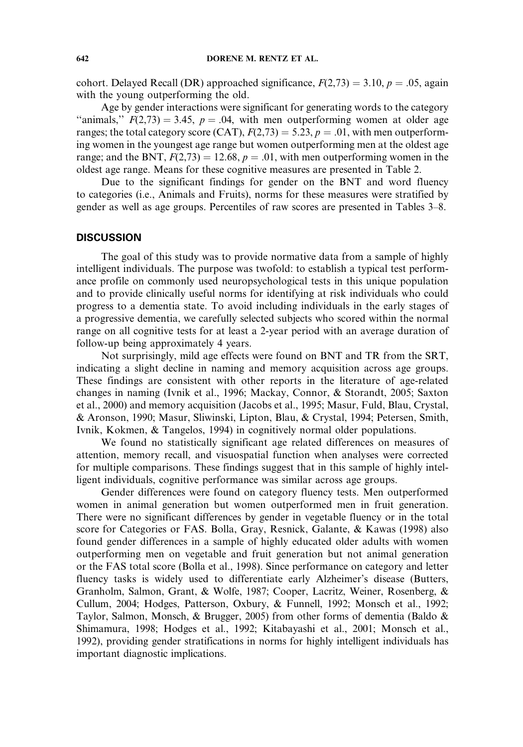cohort. Delayed Recall (DR) approached significance, $F(2,73) = 3.10$, $p = .05$, again with the young outperforming the old.

Age by gender interactions were significant for generating words to the category "animals," $F(2,73) = 3.45$, $p = .04$, with men outperforming women at older age ranges; the total category score (CAT), $F(2,73) = 5.23$, $p = .01$, with men outperforming women in the youngest age range but women outperforming men at the oldest age range; and the BNT, $F(2,73) = 12.68$, $p = .01$, with men outperforming women in the oldest age range. Means for these cognitive measures are presented in Table 2.

Due to the significant findings for gender on the BNT and word fluency to categories (i.e., Animals and Fruits), norms for these measures were stratified by gender as well as age groups. Percentiles of raw scores are presented in Tables 3–8.

## DISCUSSION

The goal of this study was to provide normative data from a sample of highly intelligent individuals. The purpose was twofold: to establish a typical test performance profile on commonly used neuropsychological tests in this unique population and to provide clinically useful norms for identifying at risk individuals who could progress to a dementia state. To avoid including individuals in the early stages of a progressive dementia, we carefully selected subjects who scored within the normal range on all cognitive tests for at least a 2-year period with an average duration of follow-up being approximately 4 years.

Not surprisingly, mild age effects were found on BNT and TR from the SRT, indicating a slight decline in naming and memory acquisition across age groups. These findings are consistent with other reports in the literature of age-related changes in naming (Ivnik et al., 1996; Mackay, Connor, & Storandt, 2005; Saxton et al., 2000) and memory acquisition (Jacobs et al., 1995; Masur, Fuld, Blau, Crystal, & Aronson, 1990; Masur, Sliwinski, Lipton, Blau, & Crystal, 1994; Petersen, Smith, Ivnik, Kokmen, & Tangelos, 1994) in cognitively normal older populations.

We found no statistically significant age related differences on measures of attention, memory recall, and visuospatial function when analyses were corrected for multiple comparisons. These findings suggest that in this sample of highly intelligent individuals, cognitive performance was similar across age groups.

Gender differences were found on category fluency tests. Men outperformed women in animal generation but women outperformed men in fruit generation. There were no significant differences by gender in vegetable fluency or in the total score for Categories or FAS. Bolla, Gray, Resnick, Galante, & Kawas (1998) also found gender differences in a sample of highly educated older adults with women outperforming men on vegetable and fruit generation but not animal generation or the FAS total score (Bolla et al., 1998). Since performance on category and letter fluency tasks is widely used to differentiate early Alzheimer's disease (Butters, Granholm, Salmon, Grant, & Wolfe, 1987; Cooper, Lacritz, Weiner, Rosenberg, & Cullum, 2004; Hodges, Patterson, Oxbury, & Funnell, 1992; Monsch et al., 1992; Taylor, Salmon, Monsch, & Brugger, 2005) from other forms of dementia (Baldo & Shimamura, 1998; Hodges et al., 1992; Kitabayashi et al., 2001; Monsch et al., 1992), providing gender stratifications in norms for highly intelligent individuals has important diagnostic implications.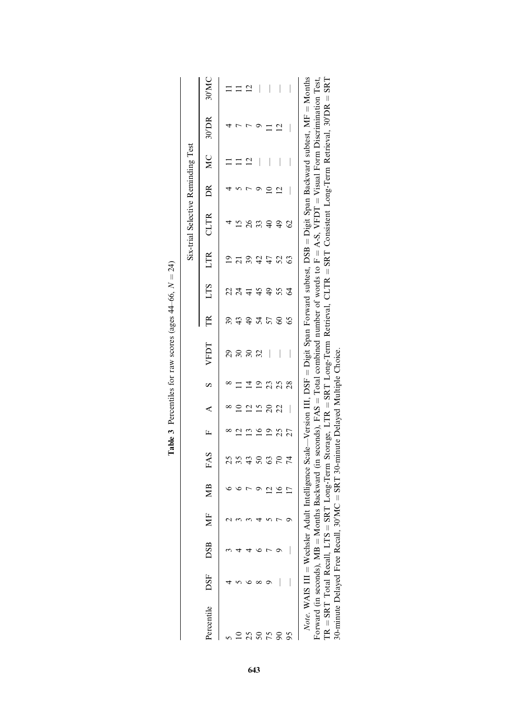**Table 3** Percentiles for raw scores (ages 44–66, $N = 24$)

| Percentile | DSF | DSB | MF | MB | FAS | F | A | S | VFDT | Six-trial Selective Reminding Test | | | | | | | |
|---|---|---|---|---|---|---|---|---|---|---|---|---|---|---|---|---|---|
| | | | | | | | | | | TR | LTS | LTR | CLTR | DR | MC | 30′DR | 30′MC |
| 5 | 4 | 3 | 2 | 6 | 25 | 8 | 8 | 8 | 29 | 39 | 22 | 19 | 4 | 4 | 11 | 4 | 11 |
| 10 | 5 | 4 | 3 | 6 | 35 | 12 | 10 | 11 | 30 | 43 | 24 | 21 | 15 | 5 | 11 | 7 | 11 |
| 25 | 6 | 4 | 3 | 7 | 43 | 13 | 12 | 14 | 30 | 49 | 41 | 39 | 26 | 7 | 12 | 7 | 12 |
| 50 | 8 | 6 | 4 | 9 | 50 | 16 | 15 | 19 | 32 | 54 | 45 | 42 | 33 | 9 | — | 9 | — |
| 75 | 9 | 7 | 5 | 12 | 63 | 19 | 20 | 23 | — | 57 | 49 | 47 | 40 | 10 | — | 11 | — |
| 90 | — | 9 | 7 | 16 | 70 | 25 | 22 | 25 | — | 60 | 55 | 52 | 49 | 12 | — | 12 | — |
| 95 | — | — | 9 | 17 | 74 | 27 | — | 28 | — | 65 | 64 | 63 | 62 | — | — | — | — |

*Note.* WAIS III = Wechsler Adult Intelligence Scale—Version III, DSF = Digit Span Forward subtest, DSB = Digit Span Backward subtest, MF = Months Forward (in seconds), MB = Months Backward (in seconds), FAS = Total combined number of words to F = A-S, VFDT = Visual Form Discrimination Test, TR = SRT Total Recall, LTS = SRT Long-Term Storage, LTR = SRT Long-Term Retrieval, CLTR = SRT Consistent Long-Term Retrieval, 30′DR = SRT 30-minute Delayed Free Recall, 30′MC = SRT 30-minute Delayed Multiple Choice.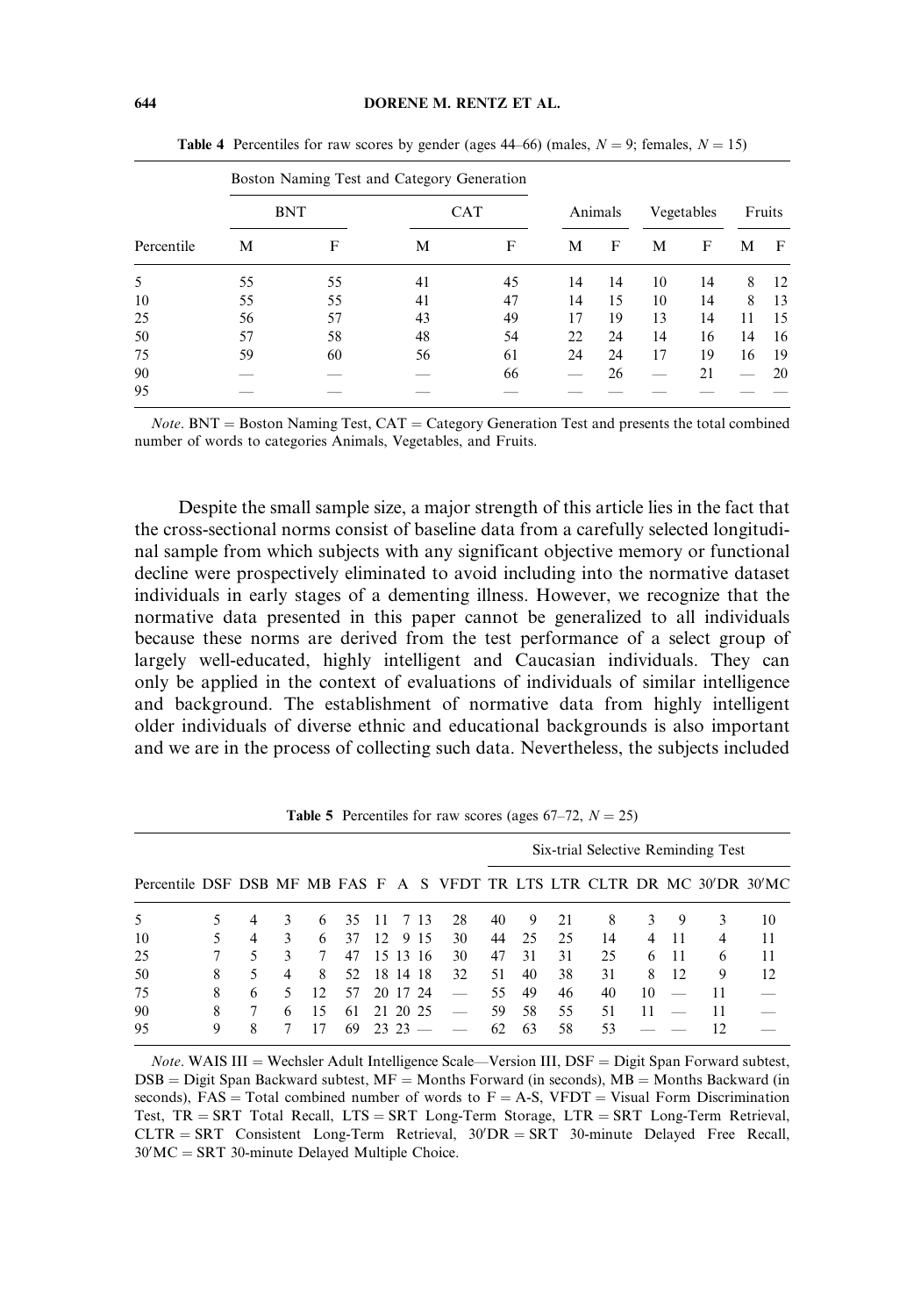**Table 4** Percentiles for raw scores by gender (ages 44–66) (males, $N = 9$; females, $N = 15$)

| | Boston Naming Test and Category Generation | | | | | | | | | |
|---|---|---|---|---|---|---|---|---|---|---|
| | BNT | | CAT | | Animals | | Vegetables | | Fruits | |
| Percentile | M | F | M | F | M | F | M | F | M | F |
| 5 | 55 | 55 | 41 | 45 | 14 | 14 | 10 | 14 | 8 | 12 |
| 10 | 55 | 55 | 41 | 47 | 14 | 15 | 10 | 14 | 8 | 13 |
| 25 | 56 | 57 | 43 | 49 | 17 | 19 | 13 | 14 | 11 | 15 |
| 50 | 57 | 58 | 48 | 54 | 22 | 24 | 14 | 16 | 14 | 16 |
| 75 | 59 | 60 | 56 | 61 | 24 | 24 | 17 | 19 | 16 | 19 |
| 90 | — | — | — | 66 | — | 26 | — | 21 | — | 20 |
| 95 | — | — | — | — | — | — | — | — | — | — |

*Note*. BNT = Boston Naming Test, CAT = Category Generation Test and presents the total combined number of words to categories Animals, Vegetables, and Fruits.

Despite the small sample size, a major strength of this article lies in the fact that the cross-sectional norms consist of baseline data from a carefully selected longitudinal sample from which subjects with any significant objective memory or functional decline were prospectively eliminated to avoid including into the normative dataset individuals in early stages of a dementing illness. However, we recognize that the normative data presented in this paper cannot be generalized to all individuals because these norms are derived from the test performance of a select group of largely well-educated, highly intelligent and Caucasian individuals. They can only be applied in the context of evaluations of individuals of similar intelligence and background. The establishment of normative data from highly intelligent older individuals of diverse ethnic and educational backgrounds is also important and we are in the process of collecting such data. Nevertheless, the subjects included

**Table 5** Percentiles for raw scores (ages 67–72, $N = 25$)

| | | | | | | | | | | Six-trial Selective Reminding Test | | | | | | | |
|---|---|---|---|---|---|---|---|---|---|---|---|---|---|---|---|---|---|
| Percentile | DSF | DSB | MF | MB | FAS | F | A | S | VFDT | TR | LTS | LTR | CLTR | DR | MC | 30′DR | 30′MC |
| 5 | 5 | 4 | 3 | 6 | 35 | 11 | 7 | 13 | 28 | 40 | 9 | 21 | 8 | 3 | 9 | 3 | 10 |
| 10 | 5 | 4 | 3 | 6 | 37 | 12 | 9 | 15 | 30 | 44 | 25 | 25 | 14 | 4 | 11 | 4 | 11 |
| 25 | 7 | 5 | 3 | 7 | 47 | 15 | 13 | 16 | 30 | 47 | 31 | 31 | 25 | 6 | 11 | 6 | 11 |
| 50 | 8 | 5 | 4 | 8 | 52 | 18 | 14 | 18 | 32 | 51 | 40 | 38 | 31 | 8 | 12 | 9 | 12 |
| 75 | 8 | 6 | 5 | 12 | 57 | 20 | 17 | 24 | — | 55 | 49 | 46 | 40 | 10 | — | 11 | — |
| 90 | 8 | 7 | 6 | 15 | 61 | 21 | 20 | 25 | — | 59 | 58 | 55 | 51 | 11 | — | 11 | — |
| 95 | 9 | 8 | 7 | 17 | 69 | 23 | 23 | — | — | 62 | 63 | 58 | 53 | — | — | 12 | — |

*Note*. WAIS III = Wechsler Adult Intelligence Scale—Version III, DSF = Digit Span Forward subtest, DSB = Digit Span Backward subtest, MF = Months Forward (in seconds), MB = Months Backward (in seconds), FAS = Total combined number of words to F = A-S, VFDT = Visual Form Discrimination Test, TR = SRT Total Recall, LTS = SRT Long-Term Storage, LTR = SRT Long-Term Retrieval, CLTR = SRT Consistent Long-Term Retrieval, 30′DR = SRT 30-minute Delayed Free Recall, 30′MC = SRT 30-minute Delayed Multiple Choice.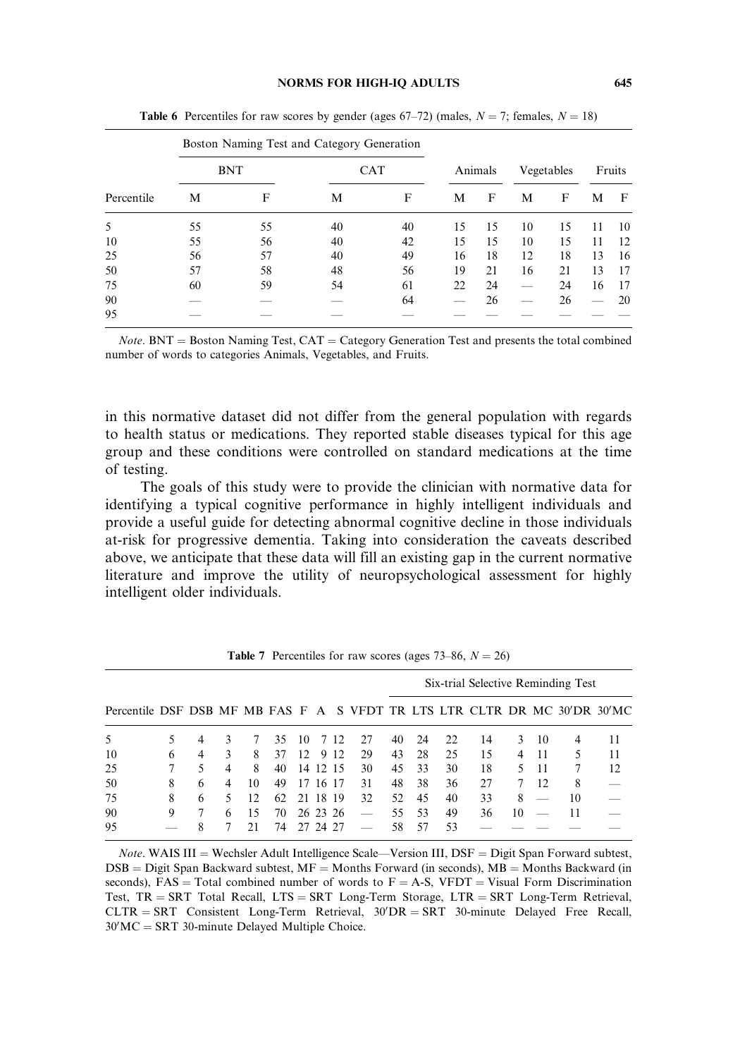**Table 6** Percentiles for raw scores by gender (ages 67–72) (males, $N = 7$; females, $N = 18$)

| Percentile | Boston Naming Test and Category Generation | | | | Animals | | Vegetables | | Fruits | |
|---|---|---|---|---|---|---|---|---|---|---|
| | BNT | | CAT | | | | | | | |
| | M | F | M | F | M | F | M | F | M | F |
| 5 | 55 | 55 | 40 | 40 | 15 | 15 | 10 | 15 | 11 | 10 |
| 10 | 55 | 56 | 40 | 42 | 15 | 15 | 10 | 15 | 11 | 12 |
| 25 | 56 | 57 | 40 | 49 | 16 | 18 | 12 | 18 | 13 | 16 |
| 50 | 57 | 58 | 48 | 56 | 19 | 21 | 16 | 21 | 13 | 17 |
| 75 | 60 | 59 | 54 | 61 | 22 | 24 | — | 24 | 16 | 17 |
| 90 | — | — | — | 64 | — | 26 | — | 26 | — | 20 |
| 95 | — | — | — | — | — | — | — | — | — | — |

*Note*. BNT = Boston Naming Test, CAT = Category Generation Test and presents the total combined number of words to categories Animals, Vegetables, and Fruits.

in this normative dataset did not differ from the general population with regards to health status or medications. They reported stable diseases typical for this age group and these conditions were controlled on standard medications at the time of testing.

The goals of this study were to provide the clinician with normative data for identifying a typical cognitive performance in highly intelligent individuals and provide a useful guide for detecting abnormal cognitive decline in those individuals at-risk for progressive dementia. Taking into consideration the caveats described above, we anticipate that these data will fill an existing gap in the current normative literature and improve the utility of neuropsychological assessment for highly intelligent older individuals.

**Table 7** Percentiles for raw scores (ages 73–86, $N = 26$)

| Percentile | DSF | DSB | MF | MB | FAS | F | A | S | VFDT | Six-trial Selective Reminding Test | | | | | | | |
|---|---|---|---|---|---|---|---|---|---|---|---|---|---|---|---|---|---|
| | | | | | | | | | | TR | LTS | LTR | CLTR | DR | MC | 30′DR | 30′MC |
| 5 | 5 | 4 | 3 | 7 | 35 | 10 | 7 | 12 | 27 | 40 | 24 | 22 | 14 | 3 | 10 | 4 | 11 |
| 10 | 6 | 4 | 3 | 8 | 37 | 12 | 9 | 12 | 29 | 43 | 28 | 25 | 15 | 4 | 11 | 5 | 11 |
| 25 | 7 | 5 | 4 | 8 | 40 | 14 | 12 | 15 | 30 | 45 | 33 | 30 | 18 | 5 | 11 | 7 | 12 |
| 50 | 8 | 6 | 4 | 10 | 49 | 17 | 16 | 17 | 31 | 48 | 38 | 36 | 27 | 7 | 12 | 8 | — |
| 75 | 8 | 6 | 5 | 12 | 62 | 21 | 18 | 19 | 32 | 52 | 45 | 40 | 33 | 8 | — | 10 | — |
| 90 | 9 | 7 | 6 | 15 | 70 | 26 | 23 | 26 | — | 55 | 53 | 49 | 36 | 10 | — | 11 | — |
| 95 | — | 8 | 7 | 21 | 74 | 27 | 24 | 27 | — | 58 | 57 | 53 | — | — | — | — | — |

*Note*. WAIS III = Wechsler Adult Intelligence Scale—Version III, DSF = Digit Span Forward subtest, DSB = Digit Span Backward subtest, MF = Months Forward (in seconds), MB = Months Backward (in seconds), FAS = Total combined number of words to F = A-S, VFDT = Visual Form Discrimination Test, TR = SRT Total Recall, LTS = SRT Long-Term Storage, LTR = SRT Long-Term Retrieval, CLTR = SRT Consistent Long-Term Retrieval, 30′DR = SRT 30-minute Delayed Free Recall, 30′MC = SRT 30-minute Delayed Multiple Choice.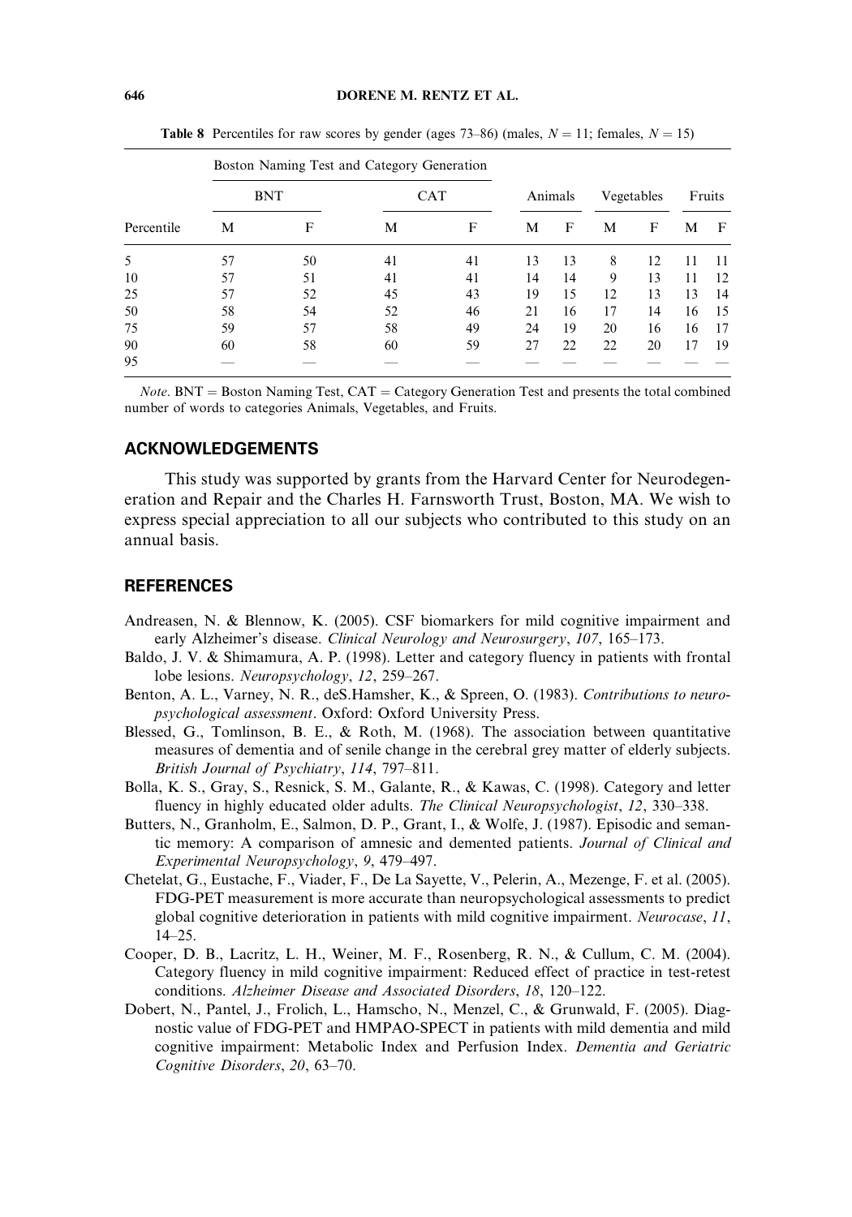**Table 8** Percentiles for raw scores by gender (ages 73–86) (males, $N = 11$; females, $N = 15$)

| | Boston Naming Test and Category Generation | | | | | | | | | |
|---|---|---|---|---|---|---|---|---|---|---|
| | BNT | | CAT | | Animals | | Vegetables | | Fruits | |
| Percentile | M | F | M | F | M | F | M | F | M | F |
| 5 | 57 | 50 | 41 | 41 | 13 | 13 | 8 | 12 | 11 | 11 |
| 10 | 57 | 51 | 41 | 41 | 14 | 14 | 9 | 13 | 11 | 12 |
| 25 | 57 | 52 | 45 | 43 | 19 | 15 | 12 | 13 | 13 | 14 |
| 50 | 58 | 54 | 52 | 46 | 21 | 16 | 17 | 14 | 16 | 15 |
| 75 | 59 | 57 | 58 | 49 | 24 | 19 | 20 | 16 | 16 | 17 |
| 90 | 60 | 58 | 60 | 59 | 27 | 22 | 22 | 20 | 17 | 19 |
| 95 | — | — | — | — | — | — | — | — | — | — |

*Note*. BNT = Boston Naming Test, CAT = Category Generation Test and presents the total combined number of words to categories Animals, Vegetables, and Fruits.

## ACKNOWLEDGEMENTS

This study was supported by grants from the Harvard Center for Neurodegeneration and Repair and the Charles H. Farnsworth Trust, Boston, MA. We wish to express special appreciation to all our subjects who contributed to this study on an annual basis.

## REFERENCES

Andreasen, N. & Blennow, K. (2005). CSF biomarkers for mild cognitive impairment and early Alzheimer's disease. *Clinical Neurology and Neurosurgery*, *107*, 165–173.

Baldo, J. V. & Shimamura, A. P. (1998). Letter and category fluency in patients with frontal lobe lesions. *Neuropsychology*, *12*, 259–267.

Benton, A. L., Varney, N. R., deS.Hamsher, K., & Spreen, O. (1983). *Contributions to neuropsychological assessment*. Oxford: Oxford University Press.

Blessed, G., Tomlinson, B. E., & Roth, M. (1968). The association between quantitative measures of dementia and of senile change in the cerebral grey matter of elderly subjects. *British Journal of Psychiatry*, *114*, 797–811.

Bolla, K. S., Gray, S., Resnick, S. M., Galante, R., & Kawas, C. (1998). Category and letter fluency in highly educated older adults. *The Clinical Neuropsychologist*, *12*, 330–338.

Butters, N., Granholm, E., Salmon, D. P., Grant, I., & Wolfe, J. (1987). Episodic and semantic memory: A comparison of amnesic and demented patients. *Journal of Clinical and Experimental Neuropsychology*, *9*, 479–497.

Chetelat, G., Eustache, F., Viader, F., De La Sayette, V., Pelerin, A., Mezenge, F. et al. (2005). FDG-PET measurement is more accurate than neuropsychological assessments to predict global cognitive deterioration in patients with mild cognitive impairment. *Neurocase*, *11*, 14–25.

Cooper, D. B., Lacritz, L. H., Weiner, M. F., Rosenberg, R. N., & Cullum, C. M. (2004). Category fluency in mild cognitive impairment: Reduced effect of practice in test-retest conditions. *Alzheimer Disease and Associated Disorders*, *18*, 120–122.

Dobert, N., Pantel, J., Frolich, L., Hamscho, N., Menzel, C., & Grunwald, F. (2005). Diagnostic value of FDG-PET and HMPAO-SPECT in patients with mild dementia and mild cognitive impairment: Metabolic Index and Perfusion Index. *Dementia and Geriatric Cognitive Disorders*, *20*, 63–70.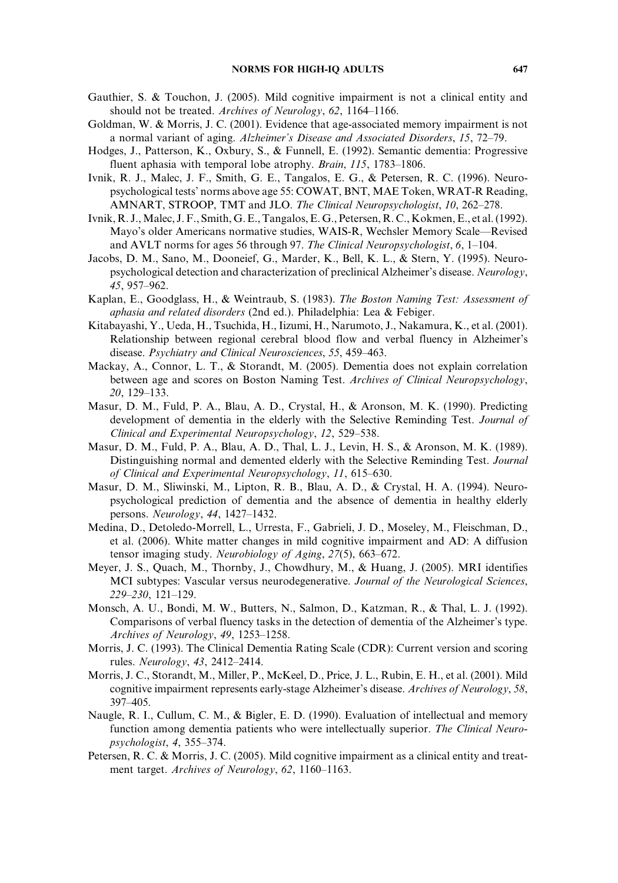Gauthier, S. & Touchon, J. (2005). Mild cognitive impairment is not a clinical entity and should not be treated. *Archives of Neurology*, *62*, 1164–1166.

Goldman, W. & Morris, J. C. (2001). Evidence that age-associated memory impairment is not a normal variant of aging. *Alzheimer's Disease and Associated Disorders*, *15*, 72–79.

Hodges, J., Patterson, K., Oxbury, S., & Funnell, E. (1992). Semantic dementia: Progressive fluent aphasia with temporal lobe atrophy. *Brain*, *115*, 1783–1806.

Ivnik, R. J., Malec, J. F., Smith, G. E., Tangalos, E. G., & Petersen, R. C. (1996). Neuropsychological tests' norms above age 55: COWAT, BNT, MAE Token, WRAT-R Reading, AMNART, STROOP, TMT and JLO. *The Clinical Neuropsychologist*, *10*, 262–278.

Ivnik, R. J., Malec, J. F., Smith, G. E., Tangalos, E. G., Petersen, R. C., Kokmen, E., et al. (1992). Mayo's older Americans normative studies, WAIS-R, Wechsler Memory Scale—Revised and AVLT norms for ages 56 through 97. *The Clinical Neuropsychologist*, *6*, 1–104.

Jacobs, D. M., Sano, M., Dooneief, G., Marder, K., Bell, K. L., & Stern, Y. (1995). Neuropsychological detection and characterization of preclinical Alzheimer's disease. *Neurology*, *45*, 957–962.

Kaplan, E., Goodglass, H., & Weintraub, S. (1983). *The Boston Naming Test: Assessment of aphasia and related disorders* (2nd ed.). Philadelphia: Lea & Febiger.

Kitabayashi, Y., Ueda, H., Tsuchida, H., Iizumi, H., Narumoto, J., Nakamura, K., et al. (2001). Relationship between regional cerebral blood flow and verbal fluency in Alzheimer's disease. *Psychiatry and Clinical Neurosciences*, *55*, 459–463.

Mackay, A., Connor, L. T., & Storandt, M. (2005). Dementia does not explain correlation between age and scores on Boston Naming Test. *Archives of Clinical Neuropsychology*, *20*, 129–133.

Masur, D. M., Fuld, P. A., Blau, A. D., Crystal, H., & Aronson, M. K. (1990). Predicting development of dementia in the elderly with the Selective Reminding Test. *Journal of Clinical and Experimental Neuropsychology*, *12*, 529–538.

Masur, D. M., Fuld, P. A., Blau, A. D., Thal, L. J., Levin, H. S., & Aronson, M. K. (1989). Distinguishing normal and demented elderly with the Selective Reminding Test. *Journal of Clinical and Experimental Neuropsychology*, *11*, 615–630.

Masur, D. M., Sliwinski, M., Lipton, R. B., Blau, A. D., & Crystal, H. A. (1994). Neuropsychological prediction of dementia and the absence of dementia in healthy elderly persons. *Neurology*, *44*, 1427–1432.

Medina, D., Detoledo-Morrell, L., Urresta, F., Gabrieli, J. D., Moseley, M., Fleischman, D., et al. (2006). White matter changes in mild cognitive impairment and AD: A diffusion tensor imaging study. *Neurobiology of Aging*, *27*(5), 663–672.

Meyer, J. S., Quach, M., Thornby, J., Chowdhury, M., & Huang, J. (2005). MRI identifies MCI subtypes: Vascular versus neurodegenerative. *Journal of the Neurological Sciences*, *229–230*, 121–129.

Monsch, A. U., Bondi, M. W., Butters, N., Salmon, D., Katzman, R., & Thal, L. J. (1992). Comparisons of verbal fluency tasks in the detection of dementia of the Alzheimer's type. *Archives of Neurology*, *49*, 1253–1258.

Morris, J. C. (1993). The Clinical Dementia Rating Scale (CDR): Current version and scoring rules. *Neurology*, *43*, 2412–2414.

Morris, J. C., Storandt, M., Miller, P., McKeel, D., Price, J. L., Rubin, E. H., et al. (2001). Mild cognitive impairment represents early-stage Alzheimer's disease. *Archives of Neurology*, *58*, 397–405.

Naugle, R. I., Cullum, C. M., & Bigler, E. D. (1990). Evaluation of intellectual and memory function among dementia patients who were intellectually superior. *The Clinical Neuropsychologist*, *4*, 355–374.

Petersen, R. C. & Morris, J. C. (2005). Mild cognitive impairment as a clinical entity and treatment target. *Archives of Neurology*, *62*, 1160–1163.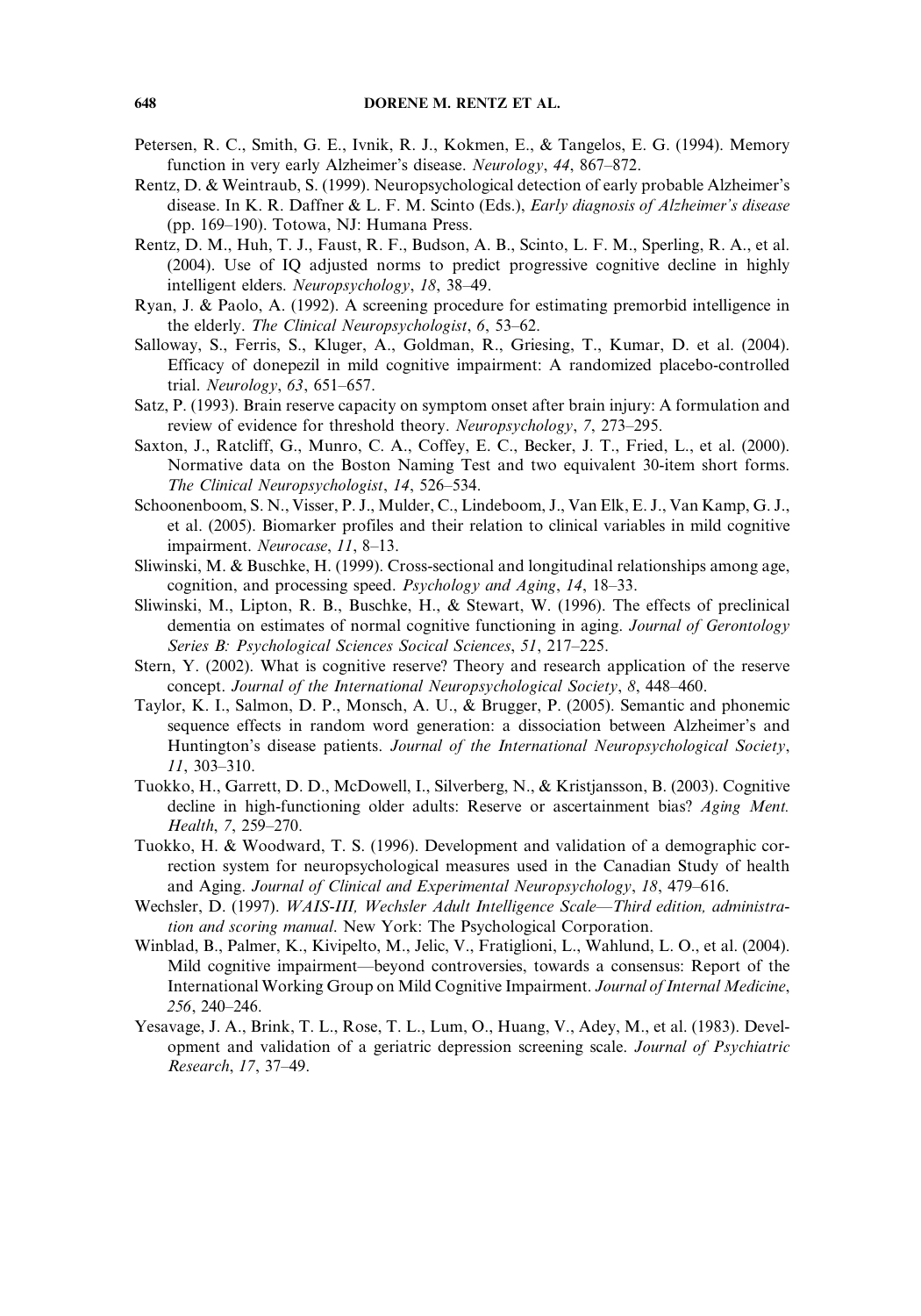Petersen, R. C., Smith, G. E., Ivnik, R. J., Kokmen, E., & Tangelos, E. G. (1994). Memory function in very early Alzheimer's disease. *Neurology*, *44*, 867–872.

Rentz, D. & Weintraub, S. (1999). Neuropsychological detection of early probable Alzheimer's disease. In K. R. Daffner & L. F. M. Scinto (Eds.), *Early diagnosis of Alzheimer's disease* (pp. 169–190). Totowa, NJ: Humana Press.

Rentz, D. M., Huh, T. J., Faust, R. F., Budson, A. B., Scinto, L. F. M., Sperling, R. A., et al. (2004). Use of IQ adjusted norms to predict progressive cognitive decline in highly intelligent elders. *Neuropsychology*, *18*, 38–49.

Ryan, J. & Paolo, A. (1992). A screening procedure for estimating premorbid intelligence in the elderly. *The Clinical Neuropsychologist*, *6*, 53–62.

Salloway, S., Ferris, S., Kluger, A., Goldman, R., Griesing, T., Kumar, D. et al. (2004). Efficacy of donepezil in mild cognitive impairment: A randomized placebo-controlled trial. *Neurology*, *63*, 651–657.

Satz, P. (1993). Brain reserve capacity on symptom onset after brain injury: A formulation and review of evidence for threshold theory. *Neuropsychology*, *7*, 273–295.

Saxton, J., Ratcliff, G., Munro, C. A., Coffey, E. C., Becker, J. T., Fried, L., et al. (2000). Normative data on the Boston Naming Test and two equivalent 30-item short forms. *The Clinical Neuropsychologist*, *14*, 526–534.

Schoonenboom, S. N., Visser, P. J., Mulder, C., Lindeboom, J., Van Elk, E. J., Van Kamp, G. J., et al. (2005). Biomarker profiles and their relation to clinical variables in mild cognitive impairment. *Neurocase*, *11*, 8–13.

Sliwinski, M. & Buschke, H. (1999). Cross-sectional and longitudinal relationships among age, cognition, and processing speed. *Psychology and Aging*, *14*, 18–33.

Sliwinski, M., Lipton, R. B., Buschke, H., & Stewart, W. (1996). The effects of preclinical dementia on estimates of normal cognitive functioning in aging. *Journal of Gerontology Series B: Psychological Sciences Socical Sciences*, *51*, 217–225.

Stern, Y. (2002). What is cognitive reserve? Theory and research application of the reserve concept. *Journal of the International Neuropsychological Society*, *8*, 448–460.

Taylor, K. I., Salmon, D. P., Monsch, A. U., & Brugger, P. (2005). Semantic and phonemic sequence effects in random word generation: a dissociation between Alzheimer's and Huntington's disease patients. *Journal of the International Neuropsychological Society*, *11*, 303–310.

Tuokko, H., Garrett, D. D., McDowell, I., Silverberg, N., & Kristjansson, B. (2003). Cognitive decline in high-functioning older adults: Reserve or ascertainment bias? *Aging Ment. Health*, *7*, 259–270.

Tuokko, H. & Woodward, T. S. (1996). Development and validation of a demographic correction system for neuropsychological measures used in the Canadian Study of health and Aging. *Journal of Clinical and Experimental Neuropsychology*, *18*, 479–616.

Wechsler, D. (1997). *WAIS-III, Wechsler Adult Intelligence Scale—Third edition, administration and scoring manual*. New York: The Psychological Corporation.

Winblad, B., Palmer, K., Kivipelto, M., Jelic, V., Fratiglioni, L., Wahlund, L. O., et al. (2004). Mild cognitive impairment—beyond controversies, towards a consensus: Report of the International Working Group on Mild Cognitive Impairment. *Journal of Internal Medicine*, *256*, 240–246.

Yesavage, J. A., Brink, T. L., Rose, T. L., Lum, O., Huang, V., Adey, M., et al. (1983). Development and validation of a geriatric depression screening scale. *Journal of Psychiatric Research*, *17*, 37–49.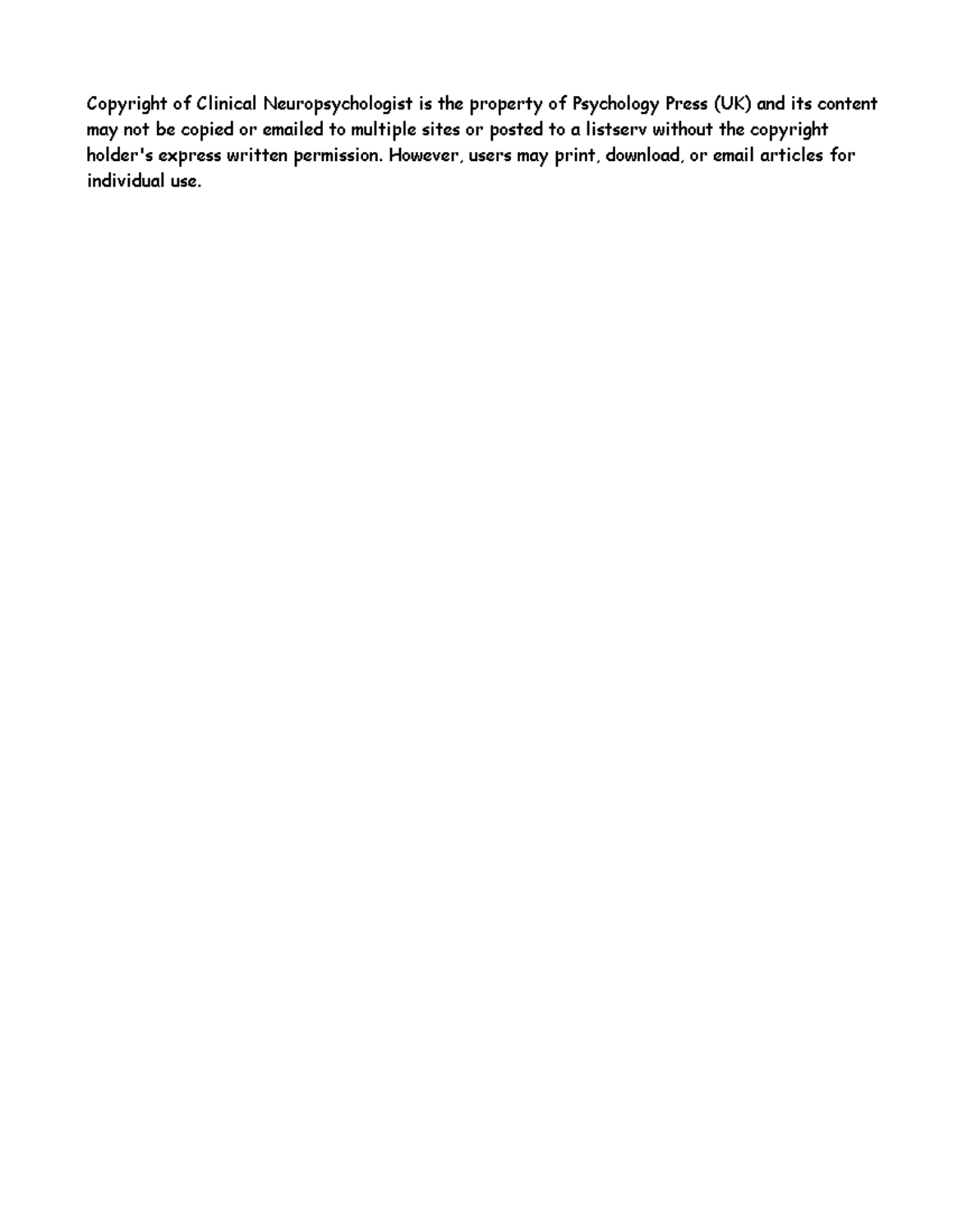Copyright of Clinical Neuropsychologist is the property of Psychology Press (UK) and its content may not be copied or emailed to multiple sites or posted to a listserv without the copyright holder's express written permission. However, users may print, download, or email articles for individual use.